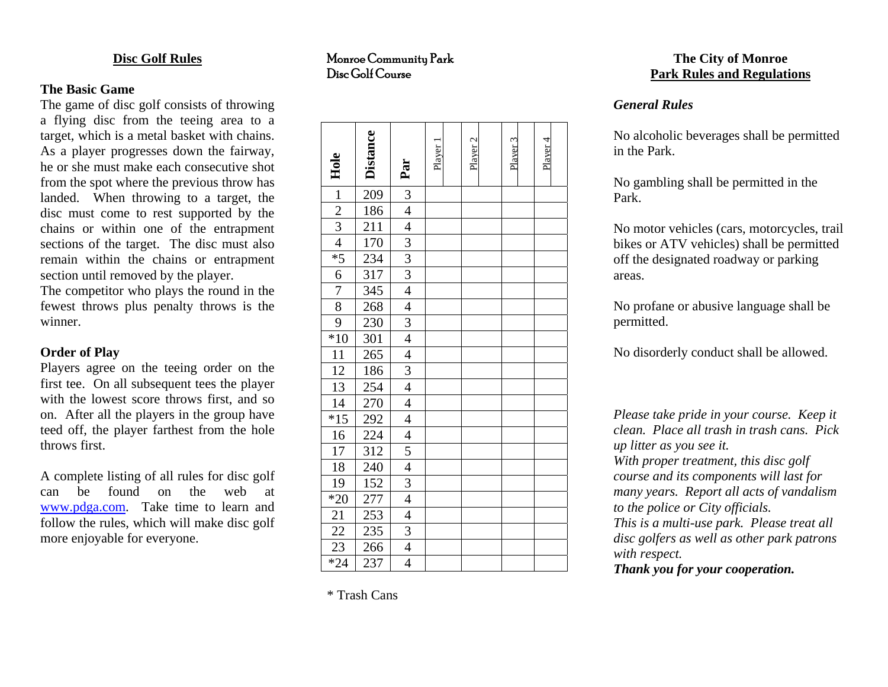## Disc Golf Rules

### The Basic Game

The game of disc golf consists of throwing a flying disc from the teeing area to a target, which is a metal basket with chains. As a player progresses down the fairway, he or she must make each consecutive shot from the spot where the previous throw has landed. When throwing to a target, the disc must come to rest supported by the chains or within one of the entrapment sections of the target. The disc must also remain within the chains or entrapment section until removed by the player.

The competitor who plays the round in the fewest throws plus penalty throws is the winner.

### Order of Play

Players agree on the teeing order on the first tee. On all subsequent tees the player with the lowest score throws first, and so on. After all the players in the group have teed off, the player farthest from the hole throws first.

A complete listing of all rules for disc golf can be found on the web at www.pdga.com. Take time to learn and follow the rules, which will make disc golf more enjoyable for everyone.

## Monroe Community Park Disc Golf Course

| Hole | Distance | Par | Player 1 | Player 2 | Player 3 | Player 4 |
|---|---|---|---|---|---|---|
| 1 | 209 | 3 | | | | |
| 2 | 186 | 4 | | | | |
| 3 | 211 | 4 | | | | |
| 4 | 170 | 3 | | | | |
| *5 | 234 | 3 | | | | |
| 6 | 317 | 3 | | | | |
| 7 | 345 | 4 | | | | |
| 8 | 268 | 4 | | | | |
| 9 | 230 | 3 | | | | |
| *10 | 301 | 4 | | | | |
| 11 | 265 | 4 | | | | |
| 12 | 186 | 3 | | | | |
| 13 | 254 | 4 | | | | |
| 14 | 270 | 4 | | | | |
| *15 | 292 | 4 | | | | |
| 16 | 224 | 4 | | | | |
| 17 | 312 | 5 | | | | |
| 18 | 240 | 4 | | | | |
| 19 | 152 | 3 | | | | |
| *20 | 277 | 4 | | | | |
| 21 | 253 | 4 | | | | |
| 22 | 235 | 3 | | | | |
| 23 | 266 | 4 | | | | |
| *24 | 237 | 4 | | | | |

* Trash Cans

## The City of Monroe Park Rules and Regulations

### *General Rules*

No alcoholic beverages shall be permitted in the Park.

No gambling shall be permitted in the Park.

No motor vehicles (cars, motorcycles, trail bikes or ATV vehicles) shall be permitted off the designated roadway or parking areas.

No profane or abusive language shall be permitted.

No disorderly conduct shall be allowed.

*Please take pride in your course. Keep it clean. Place all trash in trash cans. Pick up litter as you see it.*
*With proper treatment, this disc golf course and its components will last for many years. Report all acts of vandalism to the police or City officials.*
*This is a multi-use park. Please treat all disc golfers as well as other park patrons with respect.*
***Thank you for your cooperation.***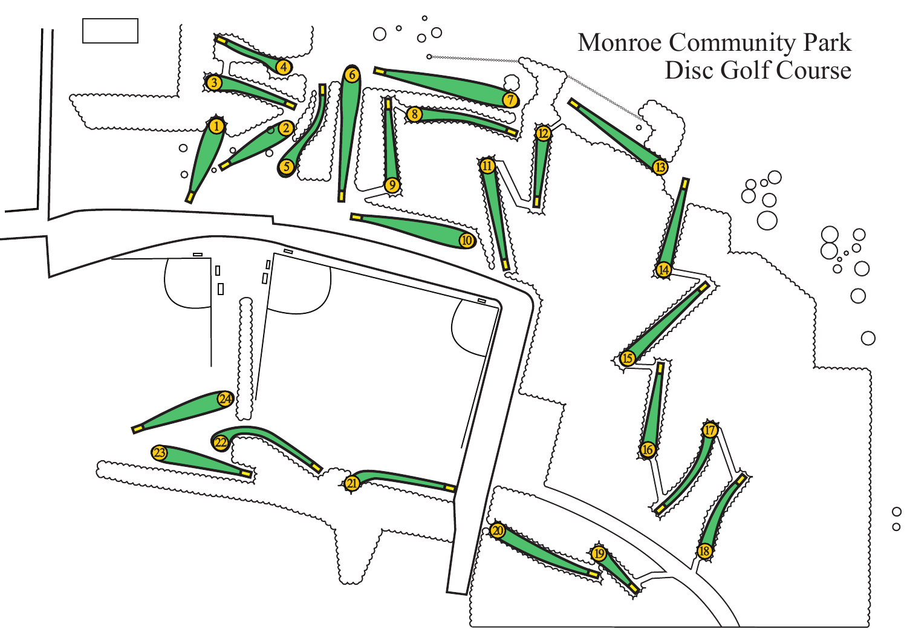# Monroe Community Park Disc Golf Course

1
2
3
4
5
6
7
8
9
10
11
12
13
14
15
16
17
18
19
20
21
22
23
24